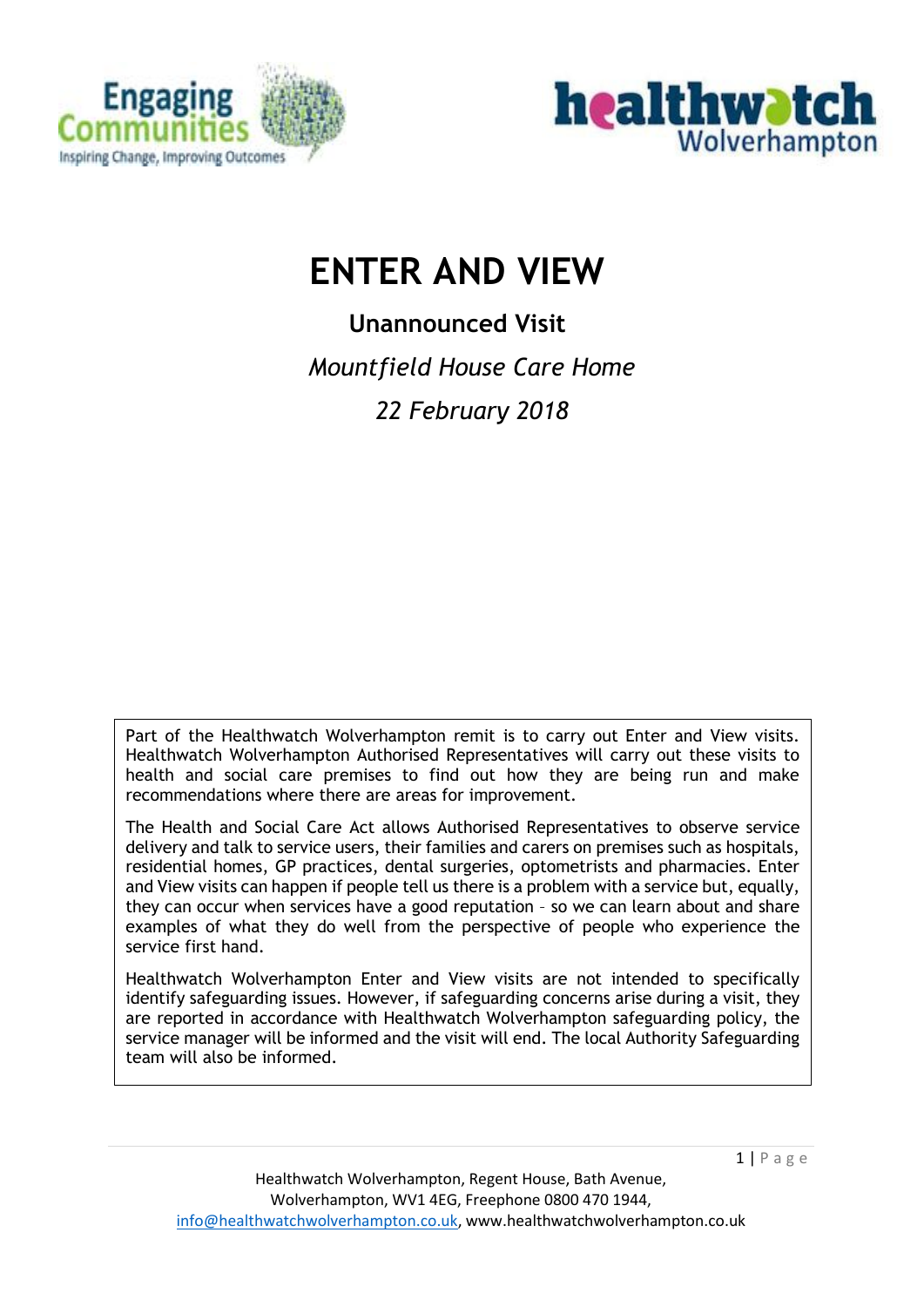Engaging Communities
Inspiring Change, Improving Outcomes

healthwatch Wolverhampton

# ENTER AND VIEW

## Unannounced Visit

*Mountfield House Care Home*

*22 February 2018*

Part of the Healthwatch Wolverhampton remit is to carry out Enter and View visits. Healthwatch Wolverhampton Authorised Representatives will carry out these visits to health and social care premises to find out how they are being run and make recommendations where there are areas for improvement.

The Health and Social Care Act allows Authorised Representatives to observe service delivery and talk to service users, their families and carers on premises such as hospitals, residential homes, GP practices, dental surgeries, optometrists and pharmacies. Enter and View visits can happen if people tell us there is a problem with a service but, equally, they can occur when services have a good reputation – so we can learn about and share examples of what they do well from the perspective of people who experience the service first hand.

Healthwatch Wolverhampton Enter and View visits are not intended to specifically identify safeguarding issues. However, if safeguarding concerns arise during a visit, they are reported in accordance with Healthwatch Wolverhampton safeguarding policy, the service manager will be informed and the visit will end. The local Authority Safeguarding team will also be informed.

Healthwatch Wolverhampton, Regent House, Bath Avenue, Wolverhampton, WV1 4EG, Freephone 0800 470 1944, info@healthwatchwolverhampton.co.uk, www.healthwatchwolverhampton.co.uk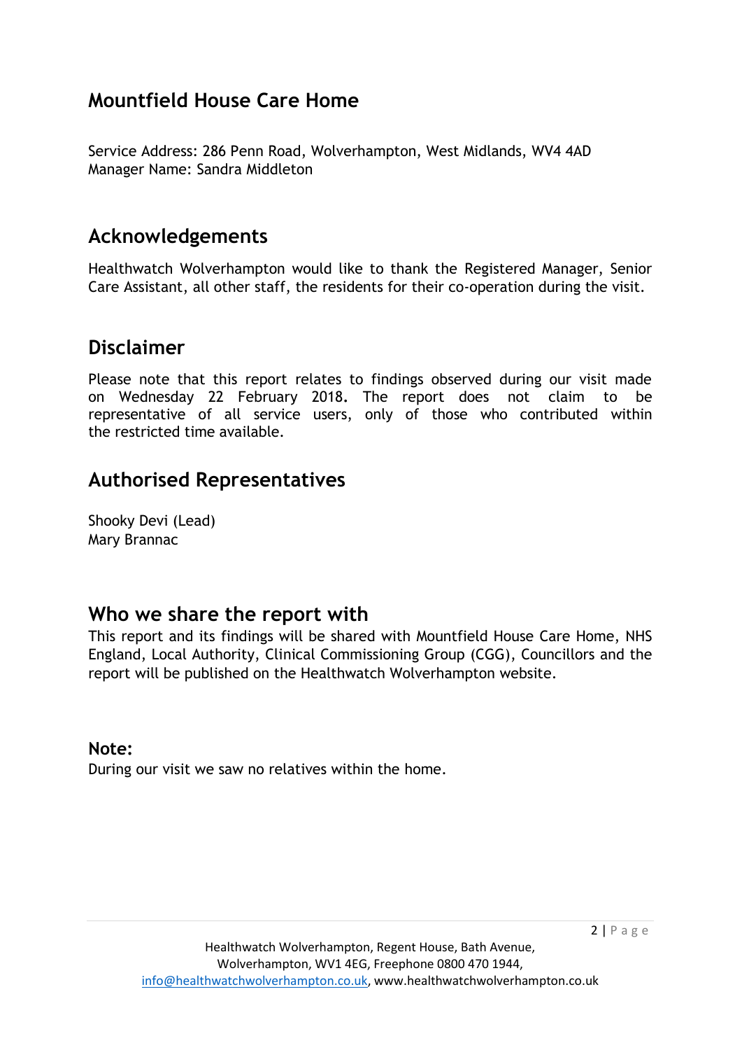## Mountfield House Care Home

Service Address: 286 Penn Road, Wolverhampton, West Midlands, WV4 4AD
Manager Name: Sandra Middleton

## Acknowledgements

Healthwatch Wolverhampton would like to thank the Registered Manager, Senior Care Assistant, all other staff, the residents for their co-operation during the visit.

## Disclaimer

Please note that this report relates to findings observed during our visit made on Wednesday 22 February 2018**.** The report does not claim to be representative of all service users, only of those who contributed within the restricted time available.

## Authorised Representatives

Shooky Devi (Lead)
Mary Brannac

## Who we share the report with

This report and its findings will be shared with Mountfield House Care Home, NHS England, Local Authority, Clinical Commissioning Group (CGG), Councillors and the report will be published on the Healthwatch Wolverhampton website.

**Note:**
During our visit we saw no relatives within the home.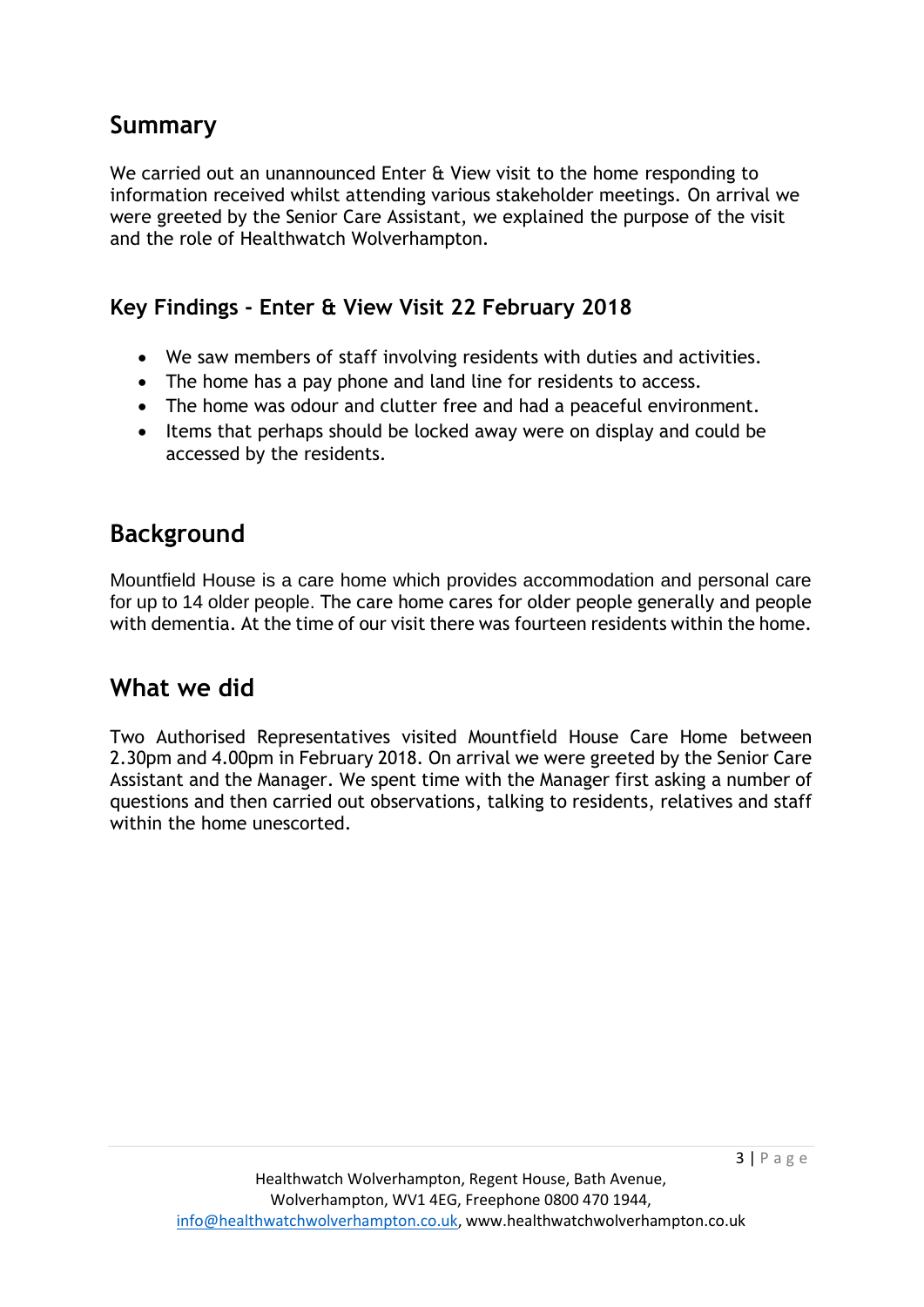## Summary

We carried out an unannounced Enter & View visit to the home responding to information received whilst attending various stakeholder meetings. On arrival we were greeted by the Senior Care Assistant, we explained the purpose of the visit and the role of Healthwatch Wolverhampton.

### Key Findings - Enter & View Visit 22 February 2018

- We saw members of staff involving residents with duties and activities.
- The home has a pay phone and land line for residents to access.
- The home was odour and clutter free and had a peaceful environment.
- Items that perhaps should be locked away were on display and could be accessed by the residents.

## Background

Mountfield House is a care home which provides accommodation and personal care for up to 14 older people. The care home cares for older people generally and people with dementia. At the time of our visit there was fourteen residents within the home.

## What we did

Two Authorised Representatives visited Mountfield House Care Home between 2.30pm and 4.00pm in February 2018. On arrival we were greeted by the Senior Care Assistant and the Manager. We spent time with the Manager first asking a number of questions and then carried out observations, talking to residents, relatives and staff within the home unescorted.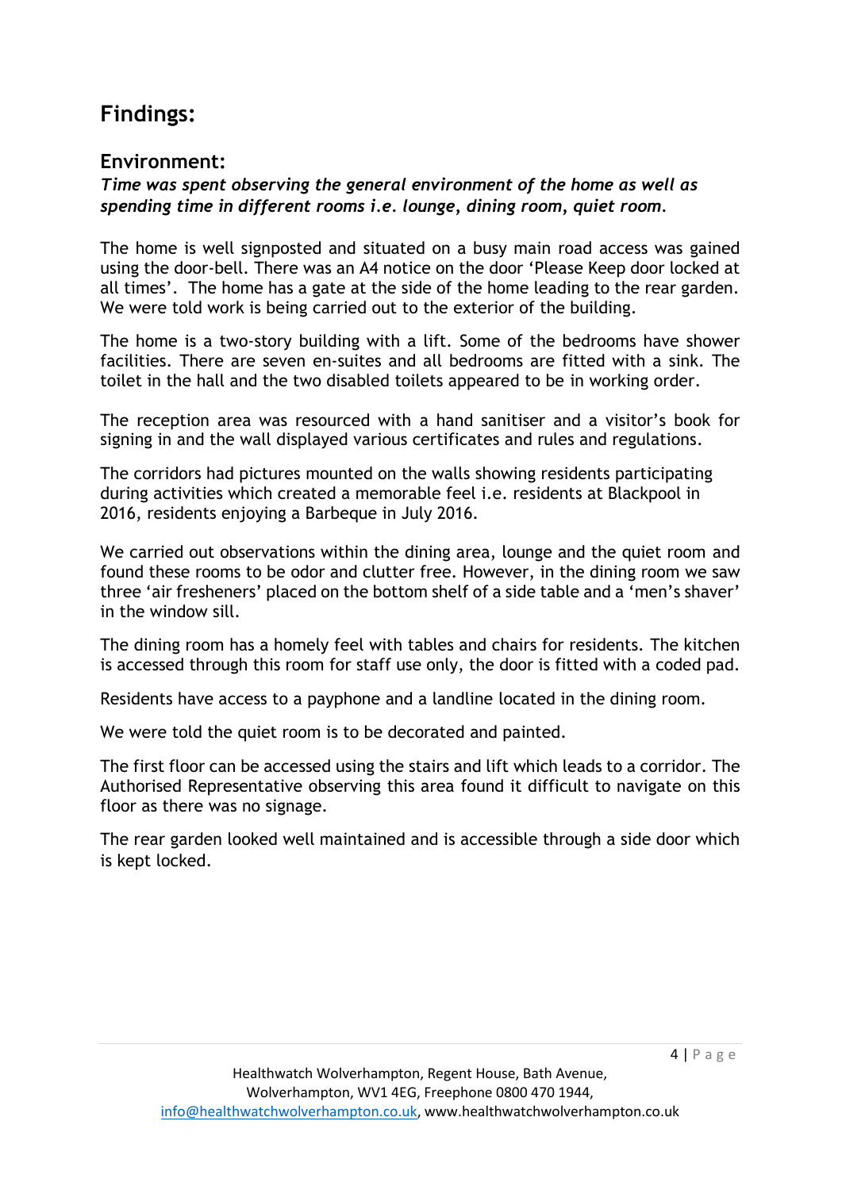# Findings:

## Environment:

***Time was spent observing the general environment of the home as well as spending time in different rooms i.e. lounge, dining room, quiet room.***

The home is well signposted and situated on a busy main road access was gained using the door-bell. There was an A4 notice on the door 'Please Keep door locked at all times'. The home has a gate at the side of the home leading to the rear garden. We were told work is being carried out to the exterior of the building.

The home is a two-story building with a lift. Some of the bedrooms have shower facilities. There are seven en-suites and all bedrooms are fitted with a sink. The toilet in the hall and the two disabled toilets appeared to be in working order.

The reception area was resourced with a hand sanitiser and a visitor's book for signing in and the wall displayed various certificates and rules and regulations.

The corridors had pictures mounted on the walls showing residents participating during activities which created a memorable feel i.e. residents at Blackpool in 2016, residents enjoying a Barbeque in July 2016.

We carried out observations within the dining area, lounge and the quiet room and found these rooms to be odor and clutter free. However, in the dining room we saw three 'air fresheners' placed on the bottom shelf of a side table and a 'men's shaver' in the window sill.

The dining room has a homely feel with tables and chairs for residents. The kitchen is accessed through this room for staff use only, the door is fitted with a coded pad.

Residents have access to a payphone and a landline located in the dining room.

We were told the quiet room is to be decorated and painted.

The first floor can be accessed using the stairs and lift which leads to a corridor. The Authorised Representative observing this area found it difficult to navigate on this floor as there was no signage.

The rear garden looked well maintained and is accessible through a side door which is kept locked.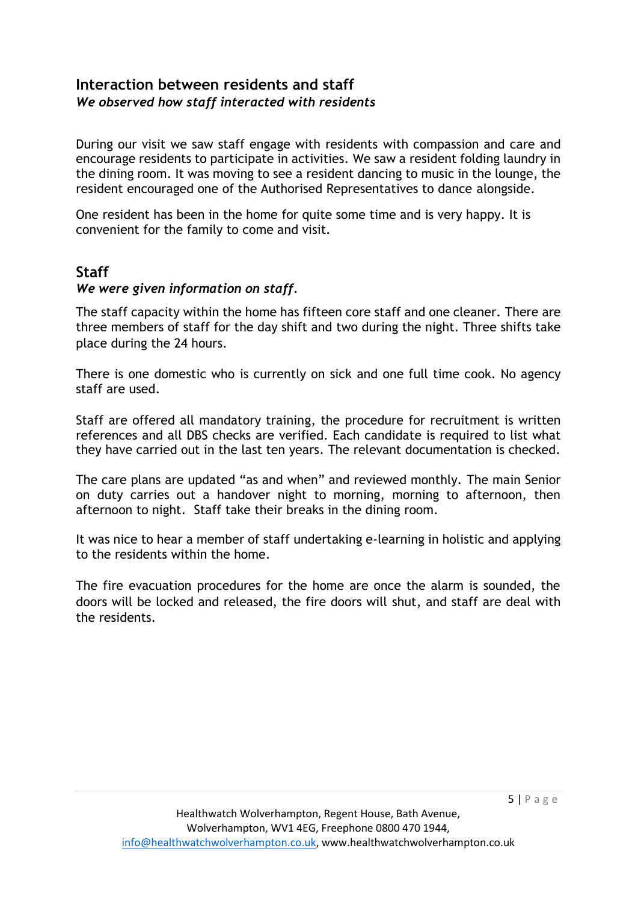## Interaction between residents and staff

*We observed how staff interacted with residents*

During our visit we saw staff engage with residents with compassion and care and encourage residents to participate in activities. We saw a resident folding laundry in the dining room. It was moving to see a resident dancing to music in the lounge, the resident encouraged one of the Authorised Representatives to dance alongside.

One resident has been in the home for quite some time and is very happy. It is convenient for the family to come and visit.

## Staff

*We were given information on staff.*

The staff capacity within the home has fifteen core staff and one cleaner. There are three members of staff for the day shift and two during the night. Three shifts take place during the 24 hours.

There is one domestic who is currently on sick and one full time cook. No agency staff are used.

Staff are offered all mandatory training, the procedure for recruitment is written references and all DBS checks are verified. Each candidate is required to list what they have carried out in the last ten years. The relevant documentation is checked.

The care plans are updated "as and when" and reviewed monthly. The main Senior on duty carries out a handover night to morning, morning to afternoon, then afternoon to night. Staff take their breaks in the dining room.

It was nice to hear a member of staff undertaking e-learning in holistic and applying to the residents within the home.

The fire evacuation procedures for the home are once the alarm is sounded, the doors will be locked and released, the fire doors will shut, and staff are deal with the residents.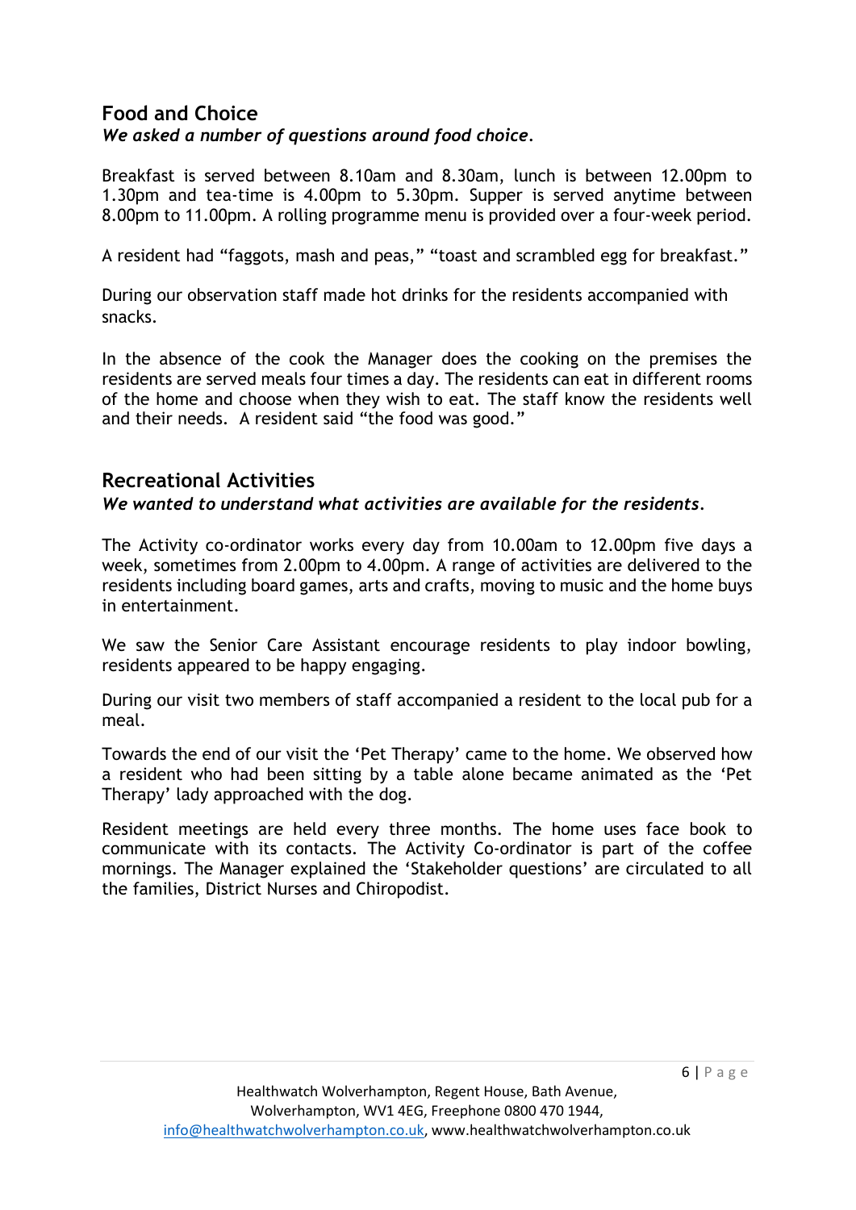## Food and Choice

***We asked a number of questions around food choice.***

Breakfast is served between 8.10am and 8.30am, lunch is between 12.00pm to 1.30pm and tea-time is 4.00pm to 5.30pm. Supper is served anytime between 8.00pm to 11.00pm. A rolling programme menu is provided over a four-week period.

A resident had "faggots, mash and peas," "toast and scrambled egg for breakfast."

During our observation staff made hot drinks for the residents accompanied with snacks.

In the absence of the cook the Manager does the cooking on the premises the residents are served meals four times a day. The residents can eat in different rooms of the home and choose when they wish to eat. The staff know the residents well and their needs. A resident said "the food was good."

## Recreational Activities

***We wanted to understand what activities are available for the residents.***

The Activity co-ordinator works every day from 10.00am to 12.00pm five days a week, sometimes from 2.00pm to 4.00pm. A range of activities are delivered to the residents including board games, arts and crafts, moving to music and the home buys in entertainment.

We saw the Senior Care Assistant encourage residents to play indoor bowling, residents appeared to be happy engaging.

During our visit two members of staff accompanied a resident to the local pub for a meal.

Towards the end of our visit the 'Pet Therapy' came to the home. We observed how a resident who had been sitting by a table alone became animated as the 'Pet Therapy' lady approached with the dog.

Resident meetings are held every three months. The home uses face book to communicate with its contacts. The Activity Co-ordinator is part of the coffee mornings. The Manager explained the 'Stakeholder questions' are circulated to all the families, District Nurses and Chiropodist.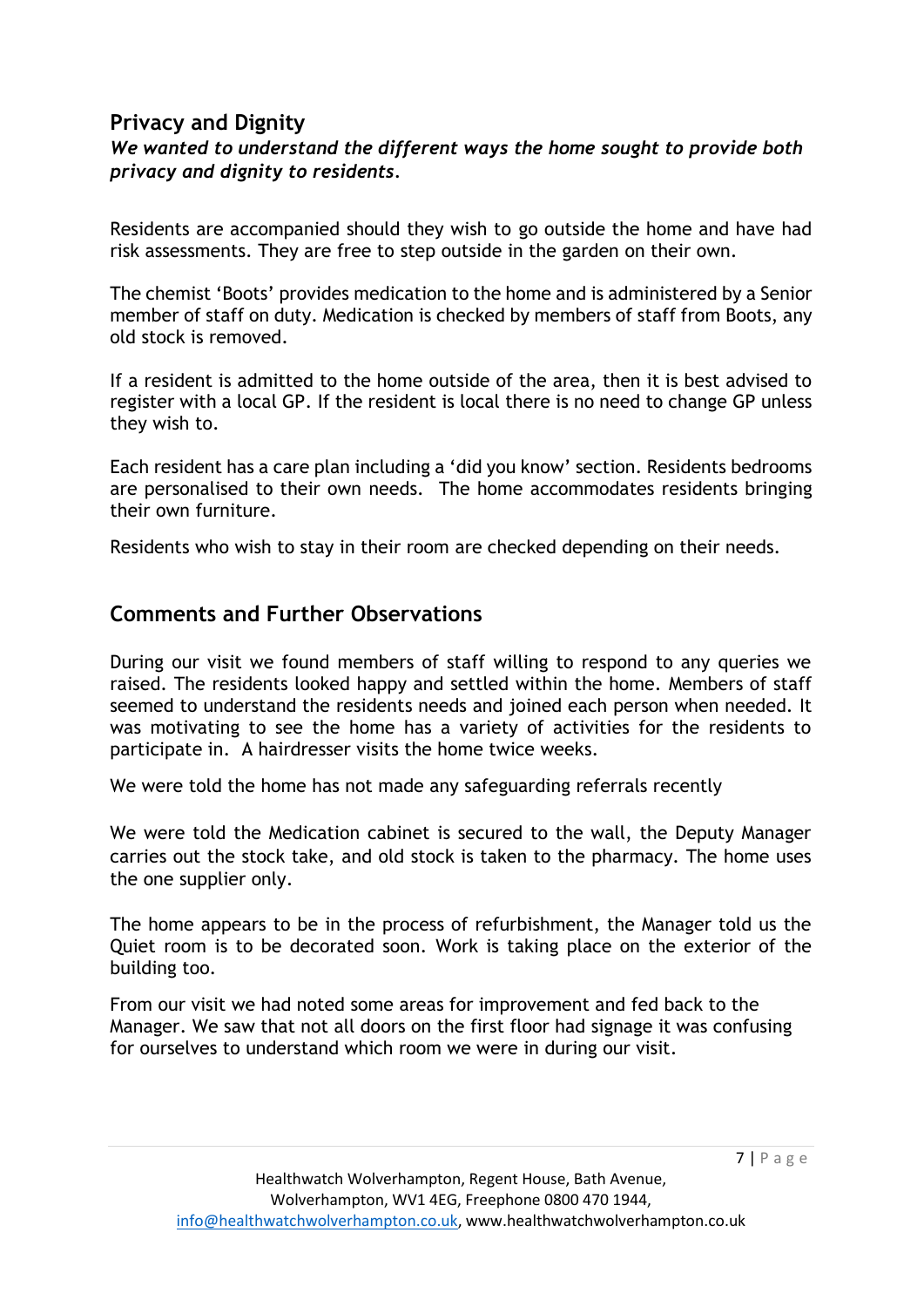## Privacy and Dignity

***We wanted to understand the different ways the home sought to provide both privacy and dignity to residents.***

Residents are accompanied should they wish to go outside the home and have had risk assessments. They are free to step outside in the garden on their own.

The chemist 'Boots' provides medication to the home and is administered by a Senior member of staff on duty. Medication is checked by members of staff from Boots, any old stock is removed.

If a resident is admitted to the home outside of the area, then it is best advised to register with a local GP. If the resident is local there is no need to change GP unless they wish to.

Each resident has a care plan including a 'did you know' section. Residents bedrooms are personalised to their own needs. The home accommodates residents bringing their own furniture.

Residents who wish to stay in their room are checked depending on their needs.

## Comments and Further Observations

During our visit we found members of staff willing to respond to any queries we raised. The residents looked happy and settled within the home. Members of staff seemed to understand the residents needs and joined each person when needed. It was motivating to see the home has a variety of activities for the residents to participate in. A hairdresser visits the home twice weeks.

We were told the home has not made any safeguarding referrals recently

We were told the Medication cabinet is secured to the wall, the Deputy Manager carries out the stock take, and old stock is taken to the pharmacy. The home uses the one supplier only.

The home appears to be in the process of refurbishment, the Manager told us the Quiet room is to be decorated soon. Work is taking place on the exterior of the building too.

From our visit we had noted some areas for improvement and fed back to the Manager. We saw that not all doors on the first floor had signage it was confusing for ourselves to understand which room we were in during our visit.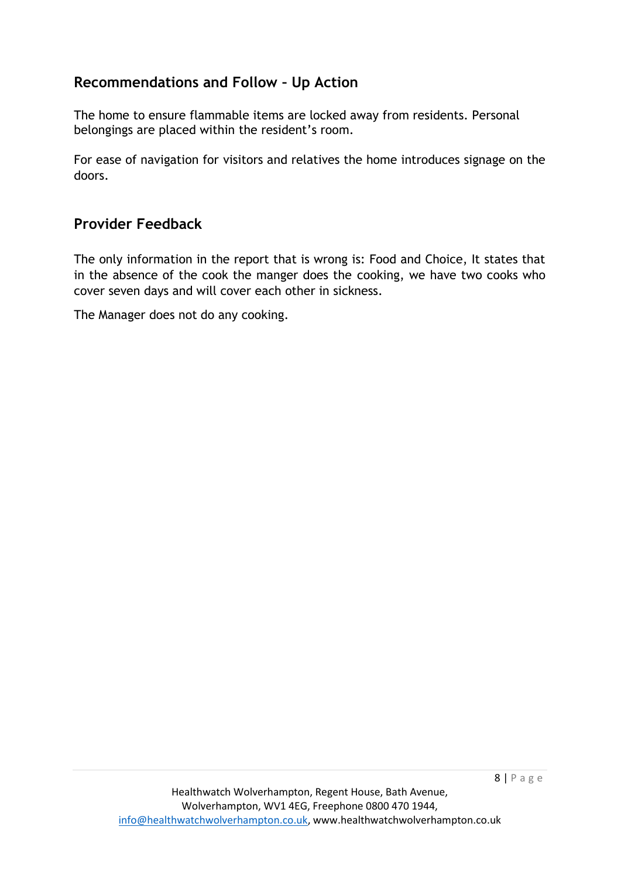## Recommendations and Follow – Up Action

The home to ensure flammable items are locked away from residents. Personal belongings are placed within the resident's room.

For ease of navigation for visitors and relatives the home introduces signage on the doors.

## Provider Feedback

The only information in the report that is wrong is: Food and Choice, It states that in the absence of the cook the manger does the cooking, we have two cooks who cover seven days and will cover each other in sickness.

The Manager does not do any cooking.